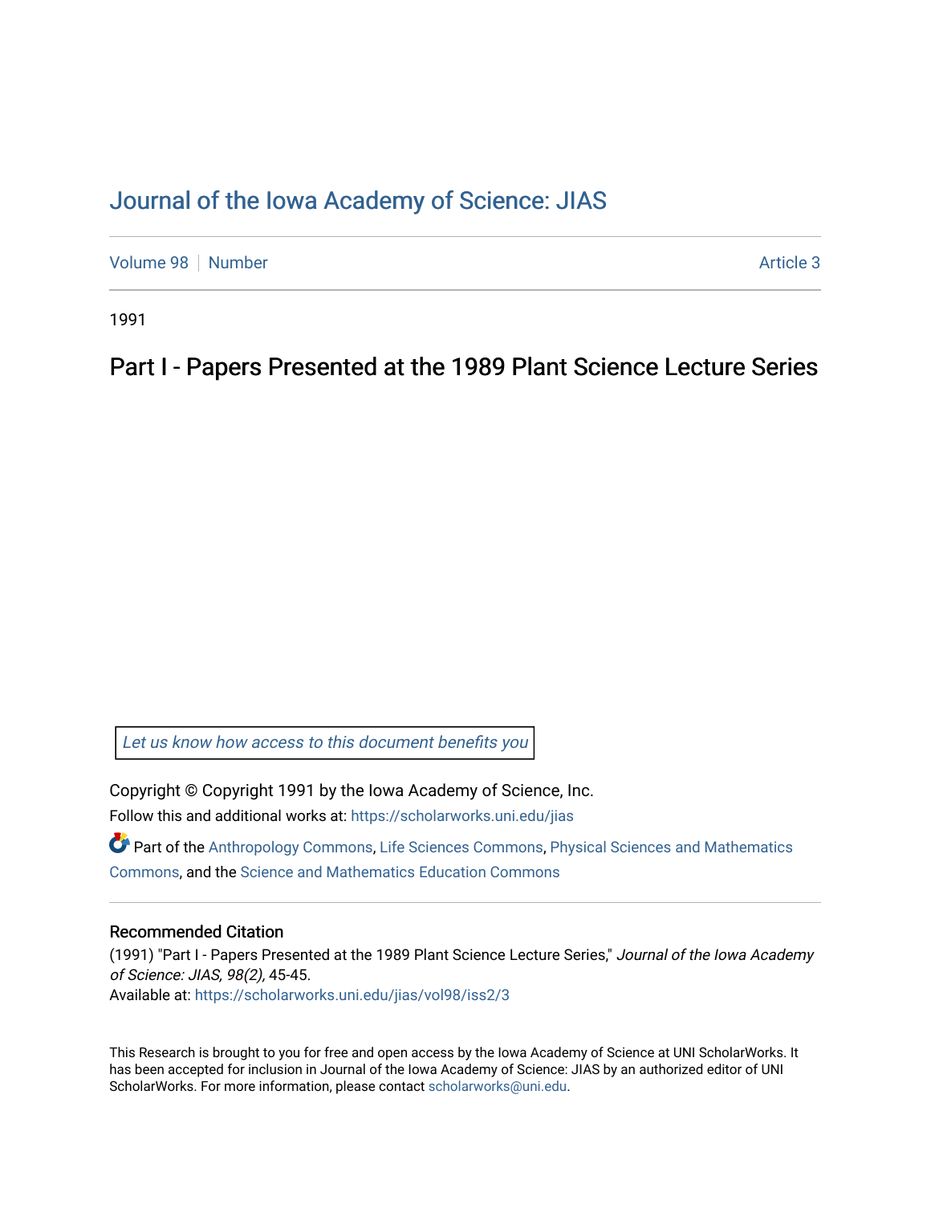# Journal of the Iowa Academy of Science: JIAS

Volume 98 | Number | Article 3

1991

## Part I - Papers Presented at the 1989 Plant Science Lecture Series

Let us know how access to this document benefits you

Copyright © Copyright 1991 by the Iowa Academy of Science, Inc.

Follow this and additional works at: https://scholarworks.uni.edu/jias

Part of the Anthropology Commons, Life Sciences Commons, Physical Sciences and Mathematics Commons, and the Science and Mathematics Education Commons

### Recommended Citation

(1991) "Part I - Papers Presented at the 1989 Plant Science Lecture Series," *Journal of the Iowa Academy of Science: JIAS, 98(2),* 45-45.

Available at: https://scholarworks.uni.edu/jias/vol98/iss2/3

This Research is brought to you for free and open access by the Iowa Academy of Science at UNI ScholarWorks. It has been accepted for inclusion in Journal of the Iowa Academy of Science: JIAS by an authorized editor of UNI ScholarWorks. For more information, please contact scholarworks@uni.edu.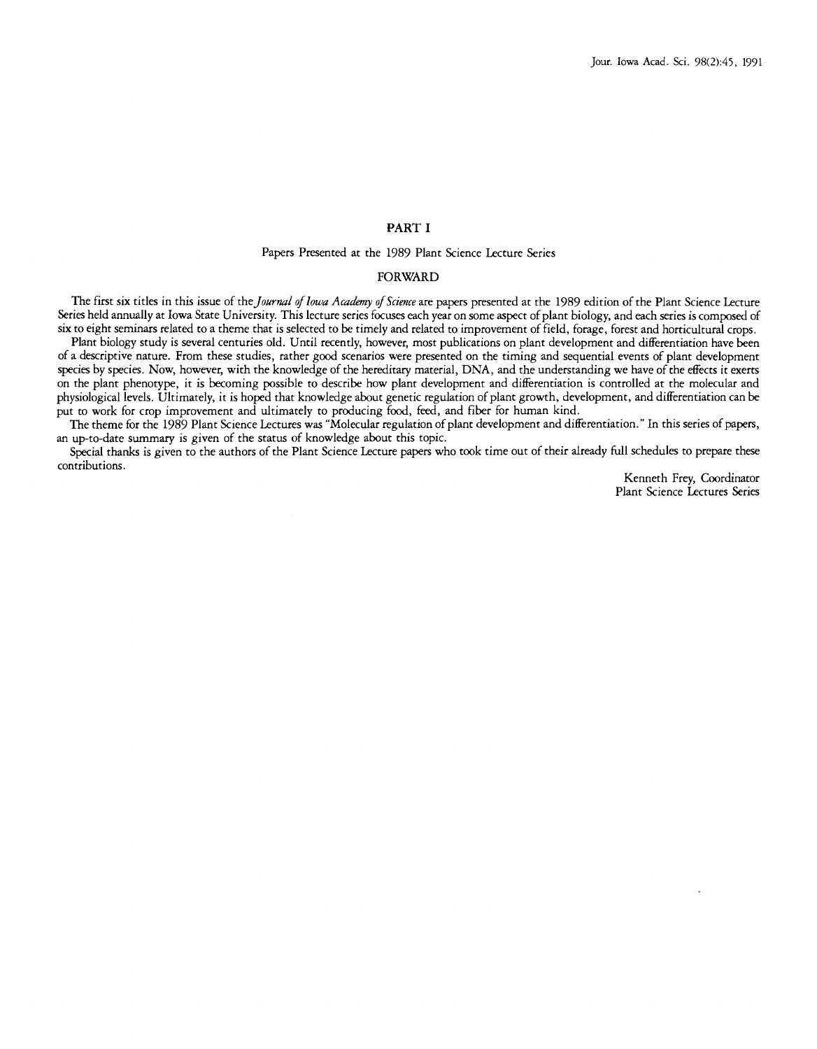## PART I

Papers Presented at the 1989 Plant Science Lecture Series

### FORWARD

The first six titles in this issue of the *Journal of Iowa Academy of Science* are papers presented at the 1989 edition of the Plant Science Lecture Series held annually at Iowa State University. This lecture series focuses each year on some aspect of plant biology, and each series is composed of six to eight seminars related to a theme that is selected to be timely and related to improvement of field, forage, forest and horticultural crops.

Plant biology study is several centuries old. Until recently, however, most publications on plant development and differentiation have been of a descriptive nature. From these studies, rather good scenarios were presented on the timing and sequential events of plant development species by species. Now, however, with the knowledge of the hereditary material, DNA, and the understanding we have of the effects it exerts on the plant phenotype, it is becoming possible to describe how plant development and differentiation is controlled at the molecular and physiological levels. Ultimately, it is hoped that knowledge about genetic regulation of plant growth, development, and differentiation can be put to work for crop improvement and ultimately to producing food, feed, and fiber for human kind.

The theme for the 1989 Plant Science Lectures was "Molecular regulation of plant development and differentiation." In this series of papers, an up-to-date summary is given of the status of knowledge about this topic.

Special thanks is given to the authors of the Plant Science Lecture papers who took time out of their already full schedules to prepare these contributions.

Kenneth Frey, Coordinator
Plant Science Lectures Series